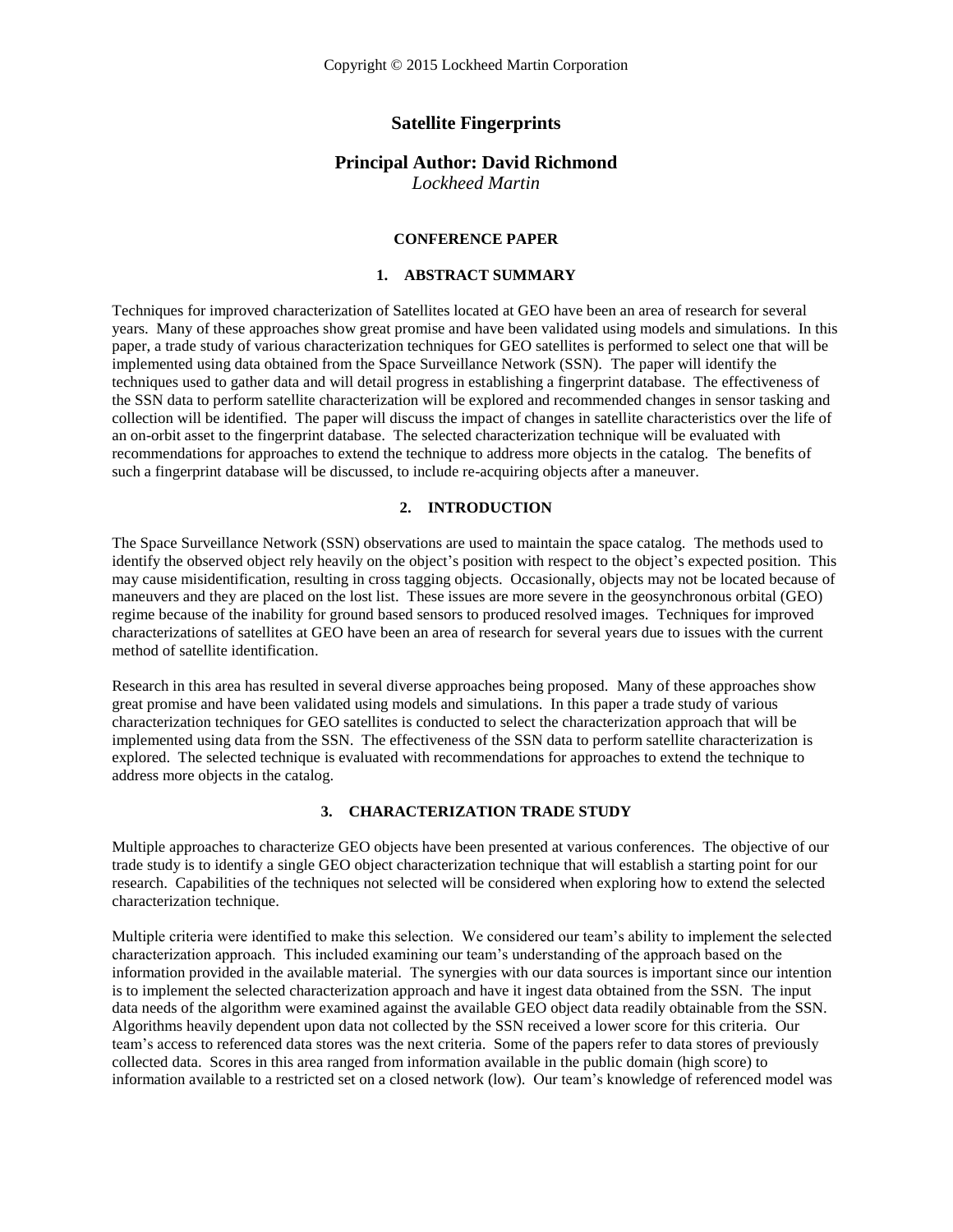Copyright © 2015 Lockheed Martin Corporation

# Satellite Fingerprints

## Principal Author: David Richmond

*Lockheed Martin*

**CONFERENCE PAPER**

## 1. ABSTRACT SUMMARY

Techniques for improved characterization of Satellites located at GEO have been an area of research for several years. Many of these approaches show great promise and have been validated using models and simulations. In this paper, a trade study of various characterization techniques for GEO satellites is performed to select one that will be implemented using data obtained from the Space Surveillance Network (SSN). The paper will identify the techniques used to gather data and will detail progress in establishing a fingerprint database. The effectiveness of the SSN data to perform satellite characterization will be explored and recommended changes in sensor tasking and collection will be identified. The paper will discuss the impact of changes in satellite characteristics over the life of an on-orbit asset to the fingerprint database. The selected characterization technique will be evaluated with recommendations for approaches to extend the technique to address more objects in the catalog. The benefits of such a fingerprint database will be discussed, to include re-acquiring objects after a maneuver.

## 2. INTRODUCTION

The Space Surveillance Network (SSN) observations are used to maintain the space catalog. The methods used to identify the observed object rely heavily on the object's position with respect to the object's expected position. This may cause misidentification, resulting in cross tagging objects. Occasionally, objects may not be located because of maneuvers and they are placed on the lost list. These issues are more severe in the geosynchronous orbital (GEO) regime because of the inability for ground based sensors to produced resolved images. Techniques for improved characterizations of satellites at GEO have been an area of research for several years due to issues with the current method of satellite identification.

Research in this area has resulted in several diverse approaches being proposed. Many of these approaches show great promise and have been validated using models and simulations. In this paper a trade study of various characterization techniques for GEO satellites is conducted to select the characterization approach that will be implemented using data from the SSN. The effectiveness of the SSN data to perform satellite characterization is explored. The selected technique is evaluated with recommendations for approaches to extend the technique to address more objects in the catalog.

## 3. CHARACTERIZATION TRADE STUDY

Multiple approaches to characterize GEO objects have been presented at various conferences. The objective of our trade study is to identify a single GEO object characterization technique that will establish a starting point for our research. Capabilities of the techniques not selected will be considered when exploring how to extend the selected characterization technique.

Multiple criteria were identified to make this selection. We considered our team's ability to implement the selected characterization approach. This included examining our team's understanding of the approach based on the information provided in the available material. The synergies with our data sources is important since our intention is to implement the selected characterization approach and have it ingest data obtained from the SSN. The input data needs of the algorithm were examined against the available GEO object data readily obtainable from the SSN. Algorithms heavily dependent upon data not collected by the SSN received a lower score for this criteria. Our team's access to referenced data stores was the next criteria. Some of the papers refer to data stores of previously collected data. Scores in this area ranged from information available in the public domain (high score) to information available to a restricted set on a closed network (low). Our team's knowledge of referenced model was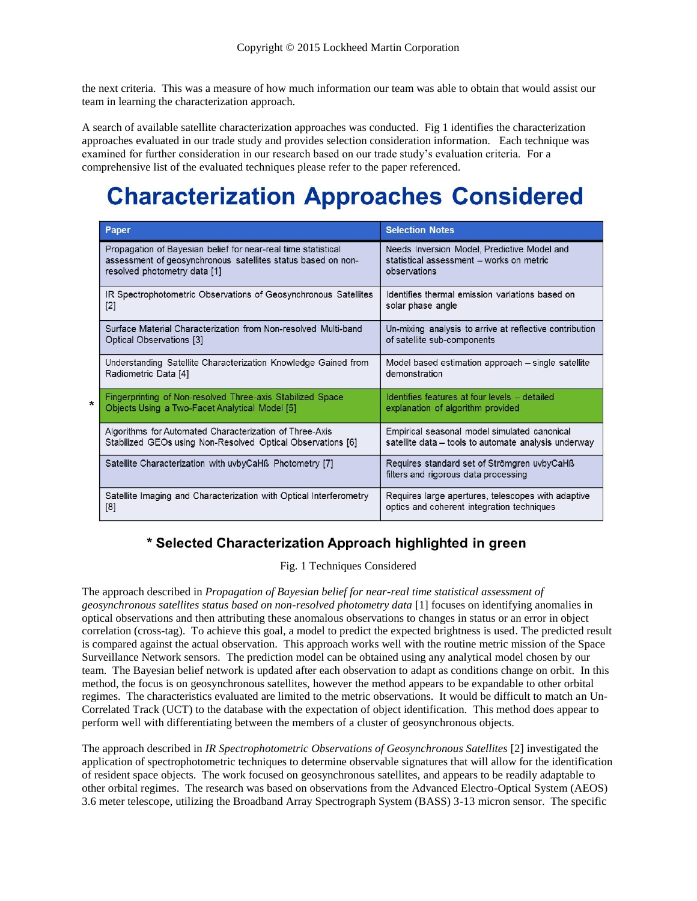the next criteria. This was a measure of how much information our team was able to obtain that would assist our team in learning the characterization approach.

A search of available satellite characterization approaches was conducted. Fig 1 identifies the characterization approaches evaluated in our trade study and provides selection consideration information. Each technique was examined for further consideration in our research based on our trade study's evaluation criteria. For a comprehensive list of the evaluated techniques please refer to the paper referenced.

## Characterization Approaches Considered

| | Paper | Selection Notes |
|---|---|---|
| | Propagation of Bayesian belief for near-real time statistical assessment of geosynchronous satellites status based on non-resolved photometry data [1] | Needs Inversion Model, Predictive Model and statistical assessment – works on metric observations |
| | IR Spectrophotometric Observations of Geosynchronous Satellites [2] | Identifies thermal emission variations based on solar phase angle |
| | Surface Material Characterization from Non-resolved Multi-band Optical Observations [3] | Un-mixing analysis to arrive at reflective contribution of satellite sub-components |
| | Understanding Satellite Characterization Knowledge Gained from Radiometric Data [4] | Model based estimation approach – single satellite demonstration |
| * | Fingerprinting of Non-resolved Three-axis Stabilized Space Objects Using a Two-Facet Analytical Model [5] | Identifies features at four levels – detailed explanation of algorithm provided |
| | Algorithms for Automated Characterization of Three-Axis Stabilized GEOs using Non-Resolved Optical Observations [6] | Empirical seasonal model simulated canonical satellite data – tools to automate analysis underway |
| | Satellite Characterization with uvbyCaHß Photometry [7] | Requires standard set of Strömgren uvbyCaHß filters and rigorous data processing |
| | Satellite Imaging and Characterization with Optical Interferometry [8] | Requires large apertures, telescopes with adaptive optics and coherent integration techniques |

**\* Selected Characterization Approach highlighted in green**

Fig. 1 Techniques Considered

The approach described in *Propagation of Bayesian belief for near-real time statistical assessment of geosynchronous satellites status based on non-resolved photometry data* [1] focuses on identifying anomalies in optical observations and then attributing these anomalous observations to changes in status or an error in object correlation (cross-tag). To achieve this goal, a model to predict the expected brightness is used. The predicted result is compared against the actual observation. This approach works well with the routine metric mission of the Space Surveillance Network sensors. The prediction model can be obtained using any analytical model chosen by our team. The Bayesian belief network is updated after each observation to adapt as conditions change on orbit. In this method, the focus is on geosynchronous satellites, however the method appears to be expandable to other orbital regimes. The characteristics evaluated are limited to the metric observations. It would be difficult to match an Un-Correlated Track (UCT) to the database with the expectation of object identification. This method does appear to perform well with differentiating between the members of a cluster of geosynchronous objects.

The approach described in *IR Spectrophotometric Observations of Geosynchronous Satellites* [2] investigated the application of spectrophotometric techniques to determine observable signatures that will allow for the identification of resident space objects. The work focused on geosynchronous satellites, and appears to be readily adaptable to other orbital regimes. The research was based on observations from the Advanced Electro-Optical System (AEOS) 3.6 meter telescope, utilizing the Broadband Array Spectrograph System (BASS) 3-13 micron sensor. The specific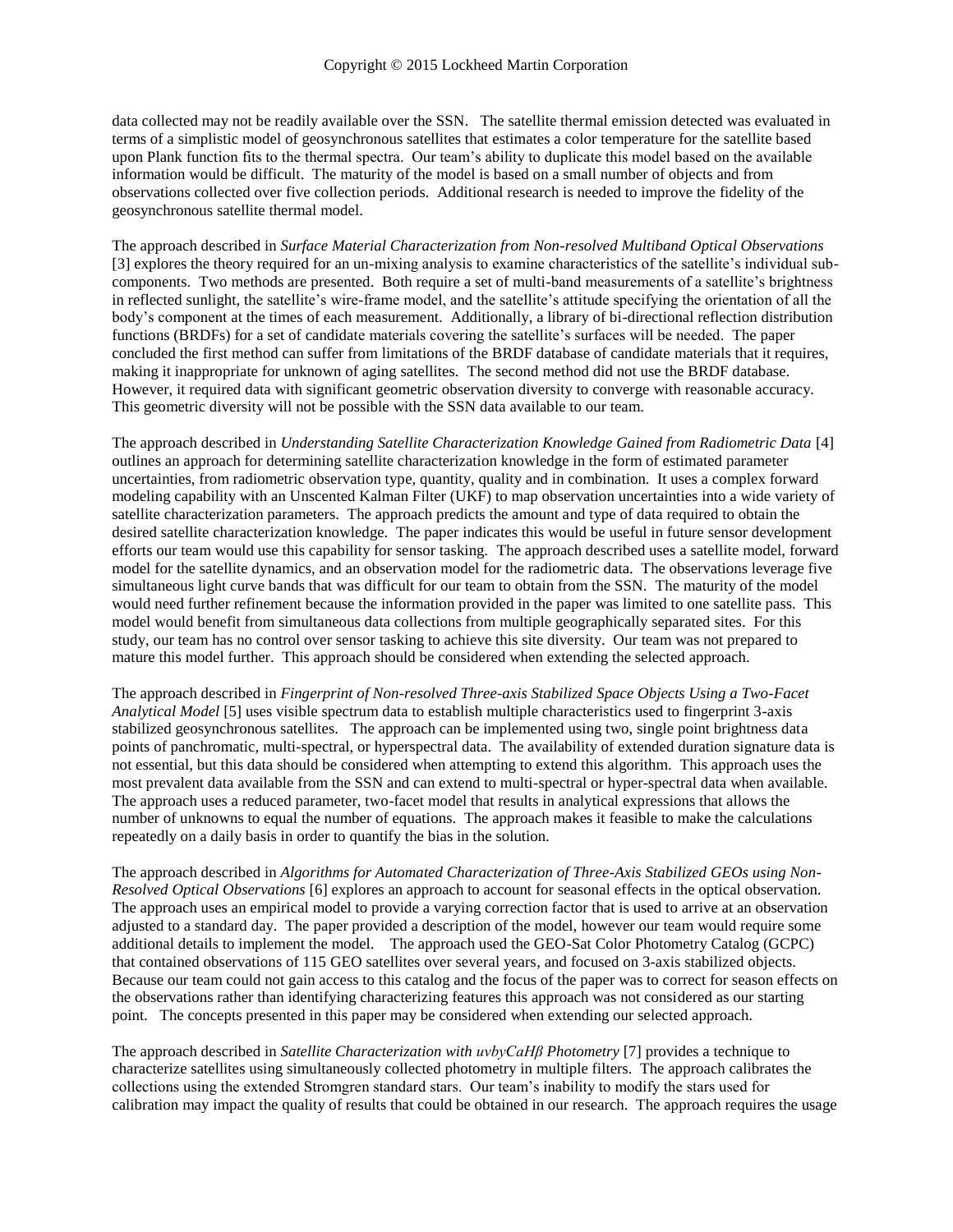data collected may not be readily available over the SSN. The satellite thermal emission detected was evaluated in terms of a simplistic model of geosynchronous satellites that estimates a color temperature for the satellite based upon Plank function fits to the thermal spectra. Our team's ability to duplicate this model based on the available information would be difficult. The maturity of the model is based on a small number of objects and from observations collected over five collection periods. Additional research is needed to improve the fidelity of the geosynchronous satellite thermal model.

The approach described in *Surface Material Characterization from Non-resolved Multiband Optical Observations* [3] explores the theory required for an un-mixing analysis to examine characteristics of the satellite's individual sub-components. Two methods are presented. Both require a set of multi-band measurements of a satellite's brightness in reflected sunlight, the satellite's wire-frame model, and the satellite's attitude specifying the orientation of all the body's component at the times of each measurement. Additionally, a library of bi-directional reflection distribution functions (BRDFs) for a set of candidate materials covering the satellite's surfaces will be needed. The paper concluded the first method can suffer from limitations of the BRDF database of candidate materials that it requires, making it inappropriate for unknown of aging satellites. The second method did not use the BRDF database. However, it required data with significant geometric observation diversity to converge with reasonable accuracy. This geometric diversity will not be possible with the SSN data available to our team.

The approach described in *Understanding Satellite Characterization Knowledge Gained from Radiometric Data* [4] outlines an approach for determining satellite characterization knowledge in the form of estimated parameter uncertainties, from radiometric observation type, quantity, quality and in combination. It uses a complex forward modeling capability with an Unscented Kalman Filter (UKF) to map observation uncertainties into a wide variety of satellite characterization parameters. The approach predicts the amount and type of data required to obtain the desired satellite characterization knowledge. The paper indicates this would be useful in future sensor development efforts our team would use this capability for sensor tasking. The approach described uses a satellite model, forward model for the satellite dynamics, and an observation model for the radiometric data. The observations leverage five simultaneous light curve bands that was difficult for our team to obtain from the SSN. The maturity of the model would need further refinement because the information provided in the paper was limited to one satellite pass. This model would benefit from simultaneous data collections from multiple geographically separated sites. For this study, our team has no control over sensor tasking to achieve this site diversity. Our team was not prepared to mature this model further. This approach should be considered when extending the selected approach.

The approach described in *Fingerprint of Non-resolved Three-axis Stabilized Space Objects Using a Two-Facet Analytical Model* [5] uses visible spectrum data to establish multiple characteristics used to fingerprint 3-axis stabilized geosynchronous satellites. The approach can be implemented using two, single point brightness data points of panchromatic, multi-spectral, or hyperspectral data. The availability of extended duration signature data is not essential, but this data should be considered when attempting to extend this algorithm. This approach uses the most prevalent data available from the SSN and can extend to multi-spectral or hyper-spectral data when available. The approach uses a reduced parameter, two-facet model that results in analytical expressions that allows the number of unknowns to equal the number of equations. The approach makes it feasible to make the calculations repeatedly on a daily basis in order to quantify the bias in the solution.

The approach described in *Algorithms for Automated Characterization of Three-Axis Stabilized GEOs using Non-Resolved Optical Observations* [6] explores an approach to account for seasonal effects in the optical observation. The approach uses an empirical model to provide a varying correction factor that is used to arrive at an observation adjusted to a standard day. The paper provided a description of the model, however our team would require some additional details to implement the model. The approach used the GEO-Sat Color Photometry Catalog (GCPC) that contained observations of 115 GEO satellites over several years, and focused on 3-axis stabilized objects. Because our team could not gain access to this catalog and the focus of the paper was to correct for season effects on the observations rather than identifying characterizing features this approach was not considered as our starting point. The concepts presented in this paper may be considered when extending our selected approach.

The approach described in *Satellite Characterization with uvbyCaHβ Photometry* [7] provides a technique to characterize satellites using simultaneously collected photometry in multiple filters. The approach calibrates the collections using the extended Stromgren standard stars. Our team's inability to modify the stars used for calibration may impact the quality of results that could be obtained in our research. The approach requires the usage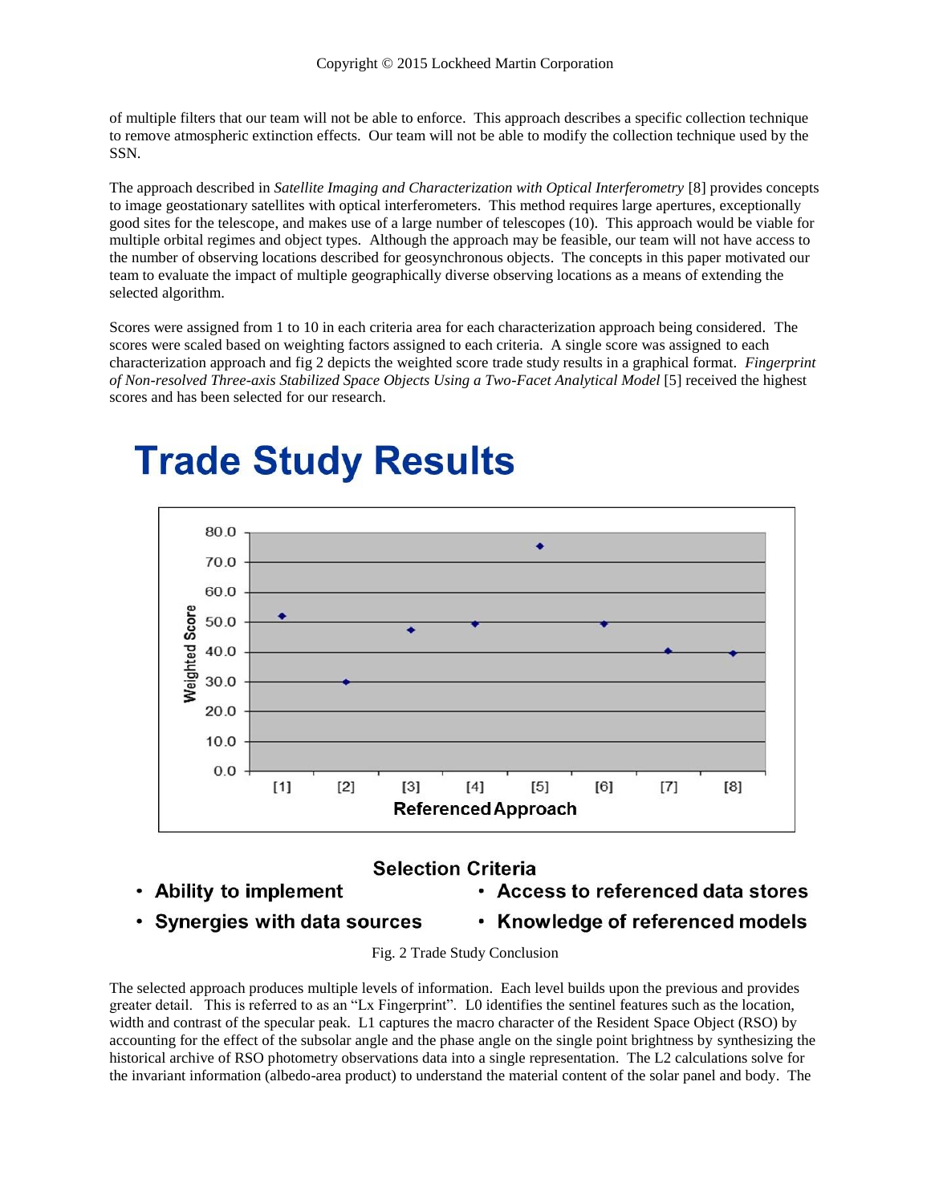of multiple filters that our team will not be able to enforce. This approach describes a specific collection technique to remove atmospheric extinction effects. Our team will not be able to modify the collection technique used by the SSN.

The approach described in *Satellite Imaging and Characterization with Optical Interferometry* [8] provides concepts to image geostationary satellites with optical interferometers. This method requires large apertures, exceptionally good sites for the telescope, and makes use of a large number of telescopes (10). This approach would be viable for multiple orbital regimes and object types. Although the approach may be feasible, our team will not have access to the number of observing locations described for geosynchronous objects. The concepts in this paper motivated our team to evaluate the impact of multiple geographically diverse observing locations as a means of extending the selected algorithm.

Scores were assigned from 1 to 10 in each criteria area for each characterization approach being considered. The scores were scaled based on weighting factors assigned to each criteria. A single score was assigned to each characterization approach and fig 2 depicts the weighted score trade study results in a graphical format. *Fingerprint of Non-resolved Three-axis Stabilized Space Objects Using a Two-Facet Analytical Model* [5] received the highest scores and has been selected for our research.

## Trade Study Results

| Referenced Approach | Weighted Score (approx.) |
|---|---|
| [1] | 52 |
| [2] | 30 |
| [3] | 47 |
| [4] | 49.5 |
| [5] | 75.5 |
| [6] | 49.5 |
| [7] | 40.5 |
| [8] | 39.5 |

**Selection Criteria**

- **Ability to implement**
- **Synergies with data sources**
- **Access to referenced data stores**
- **Knowledge of referenced models**

Fig. 2 Trade Study Conclusion

The selected approach produces multiple levels of information. Each level builds upon the previous and provides greater detail. This is referred to as an "Lx Fingerprint". L0 identifies the sentinel features such as the location, width and contrast of the specular peak. L1 captures the macro character of the Resident Space Object (RSO) by accounting for the effect of the subsolar angle and the phase angle on the single point brightness by synthesizing the historical archive of RSO photometry observations data into a single representation. The L2 calculations solve for the invariant information (albedo-area product) to understand the material content of the solar panel and body. The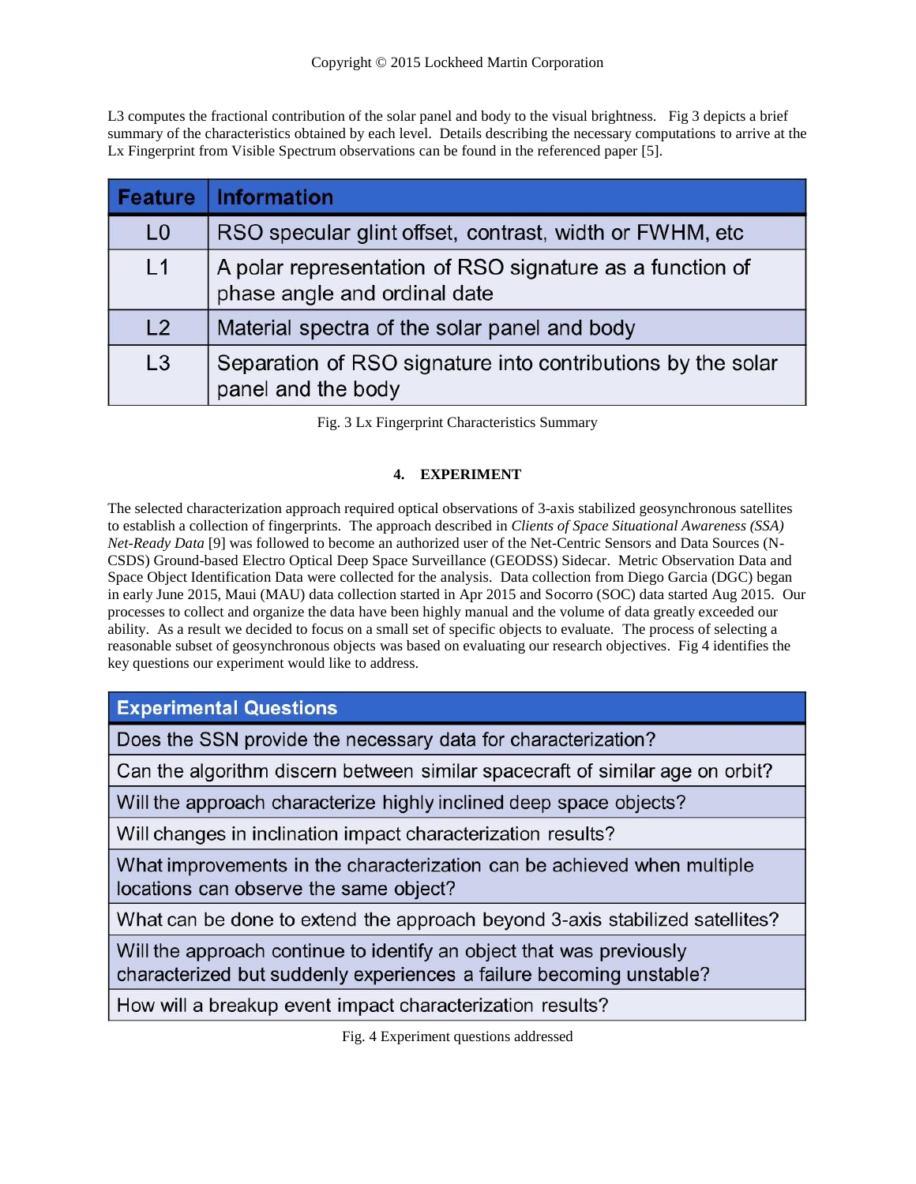L3 computes the fractional contribution of the solar panel and body to the visual brightness. Fig 3 depicts a brief summary of the characteristics obtained by each level. Details describing the necessary computations to arrive at the Lx Fingerprint from Visible Spectrum observations can be found in the referenced paper [5].

| Feature | Information |
|---|---|
| L0 | RSO specular glint offset, contrast, width or FWHM, etc |
| L1 | A polar representation of RSO signature as a function of phase angle and ordinal date |
| L2 | Material spectra of the solar panel and body |
| L3 | Separation of RSO signature into contributions by the solar panel and the body |

Fig. 3 Lx Fingerprint Characteristics Summary

## 4. EXPERIMENT

The selected characterization approach required optical observations of 3-axis stabilized geosynchronous satellites to establish a collection of fingerprints. The approach described in *Clients of Space Situational Awareness (SSA) Net-Ready Data* [9] was followed to become an authorized user of the Net-Centric Sensors and Data Sources (N-CSDS) Ground-based Electro Optical Deep Space Surveillance (GEODSS) Sidecar. Metric Observation Data and Space Object Identification Data were collected for the analysis. Data collection from Diego Garcia (DGC) began in early June 2015, Maui (MAU) data collection started in Apr 2015 and Socorro (SOC) data started Aug 2015. Our processes to collect and organize the data have been highly manual and the volume of data greatly exceeded our ability. As a result we decided to focus on a small set of specific objects to evaluate. The process of selecting a reasonable subset of geosynchronous objects was based on evaluating our research objectives. Fig 4 identifies the key questions our experiment would like to address.

| Experimental Questions |
|---|
| Does the SSN provide the necessary data for characterization? |
| Can the algorithm discern between similar spacecraft of similar age on orbit? |
| Will the approach characterize highly inclined deep space objects? |
| Will changes in inclination impact characterization results? |
| What improvements in the characterization can be achieved when multiple locations can observe the same object? |
| What can be done to extend the approach beyond 3-axis stabilized satellites? |
| Will the approach continue to identify an object that was previously characterized but suddenly experiences a failure becoming unstable? |
| How will a breakup event impact characterization results? |

Fig. 4 Experiment questions addressed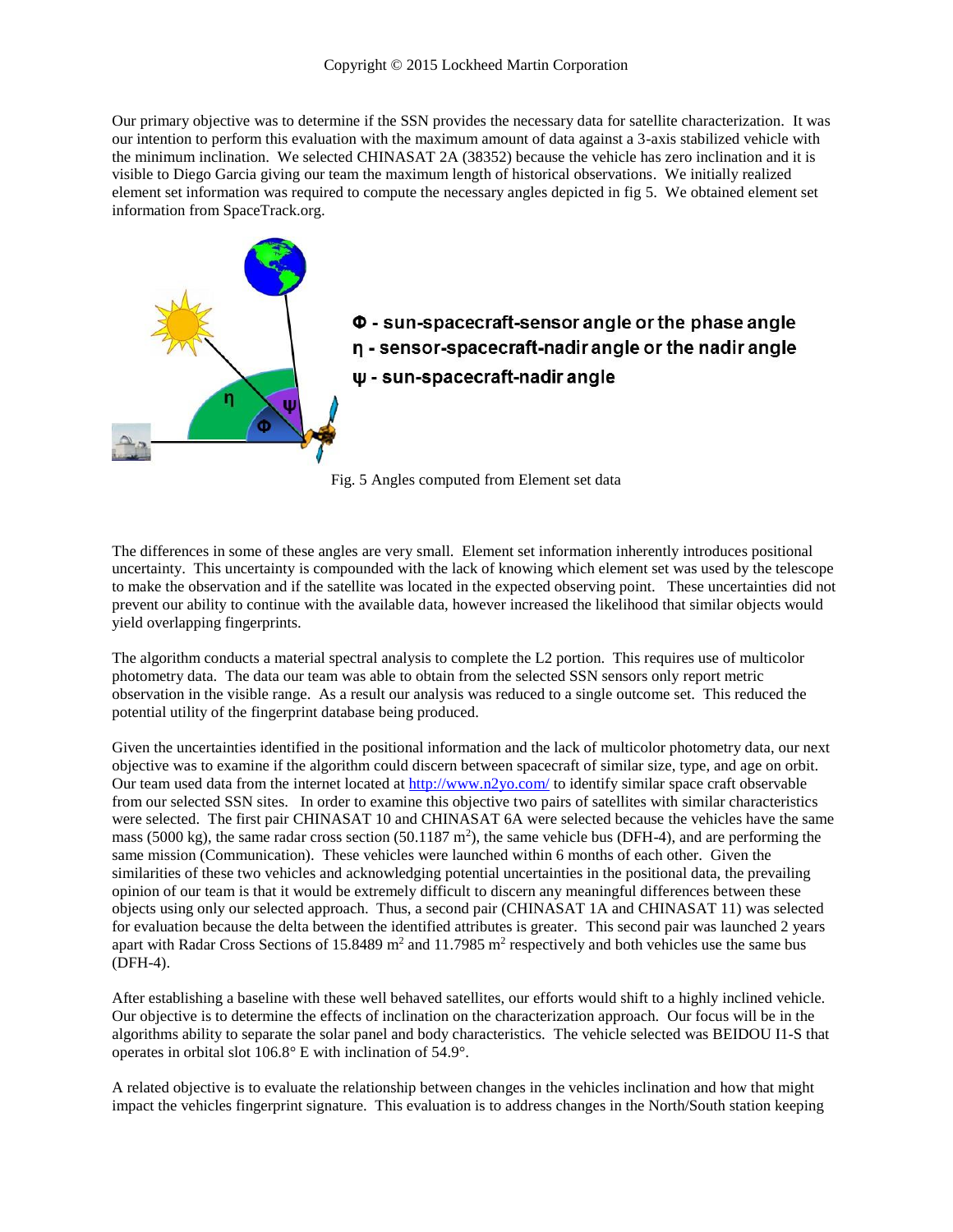Our primary objective was to determine if the SSN provides the necessary data for satellite characterization. It was our intention to perform this evaluation with the maximum amount of data against a 3-axis stabilized vehicle with the minimum inclination. We selected CHINASAT 2A (38352) because the vehicle has zero inclination and it is visible to Diego Garcia giving our team the maximum length of historical observations. We initially realized element set information was required to compute the necessary angles depicted in fig 5. We obtained element set information from SpaceTrack.org.

Φ - sun-spacecraft-sensor angle or the phase angle
η - sensor-spacecraft-nadir angle or the nadir angle
ψ - sun-spacecraft-nadir angle

Fig. 5 Angles computed from Element set data

The differences in some of these angles are very small. Element set information inherently introduces positional uncertainty. This uncertainty is compounded with the lack of knowing which element set was used by the telescope to make the observation and if the satellite was located in the expected observing point. These uncertainties did not prevent our ability to continue with the available data, however increased the likelihood that similar objects would yield overlapping fingerprints.

The algorithm conducts a material spectral analysis to complete the L2 portion. This requires use of multicolor photometry data. The data our team was able to obtain from the selected SSN sensors only report metric observation in the visible range. As a result our analysis was reduced to a single outcome set. This reduced the potential utility of the fingerprint database being produced.

Given the uncertainties identified in the positional information and the lack of multicolor photometry data, our next objective was to examine if the algorithm could discern between spacecraft of similar size, type, and age on orbit. Our team used data from the internet located at http://www.n2yo.com/ to identify similar space craft observable from our selected SSN sites. In order to examine this objective two pairs of satellites with similar characteristics were selected. The first pair CHINASAT 10 and CHINASAT 6A were selected because the vehicles have the same mass (5000 kg), the same radar cross section (50.1187 $m^2$), the same vehicle bus (DFH-4), and are performing the same mission (Communication). These vehicles were launched within 6 months of each other. Given the similarities of these two vehicles and acknowledging potential uncertainties in the positional data, the prevailing opinion of our team is that it would be extremely difficult to discern any meaningful differences between these objects using only our selected approach. Thus, a second pair (CHINASAT 1A and CHINASAT 11) was selected for evaluation because the delta between the identified attributes is greater. This second pair was launched 2 years apart with Radar Cross Sections of 15.8489 $m^2$ and 11.7985 $m^2$ respectively and both vehicles use the same bus (DFH-4).

After establishing a baseline with these well behaved satellites, our efforts would shift to a highly inclined vehicle. Our objective is to determine the effects of inclination on the characterization approach. Our focus will be in the algorithms ability to separate the solar panel and body characteristics. The vehicle selected was BEIDOU I1-S that operates in orbital slot 106.8° E with inclination of 54.9°.

A related objective is to evaluate the relationship between changes in the vehicles inclination and how that might impact the vehicles fingerprint signature. This evaluation is to address changes in the North/South station keeping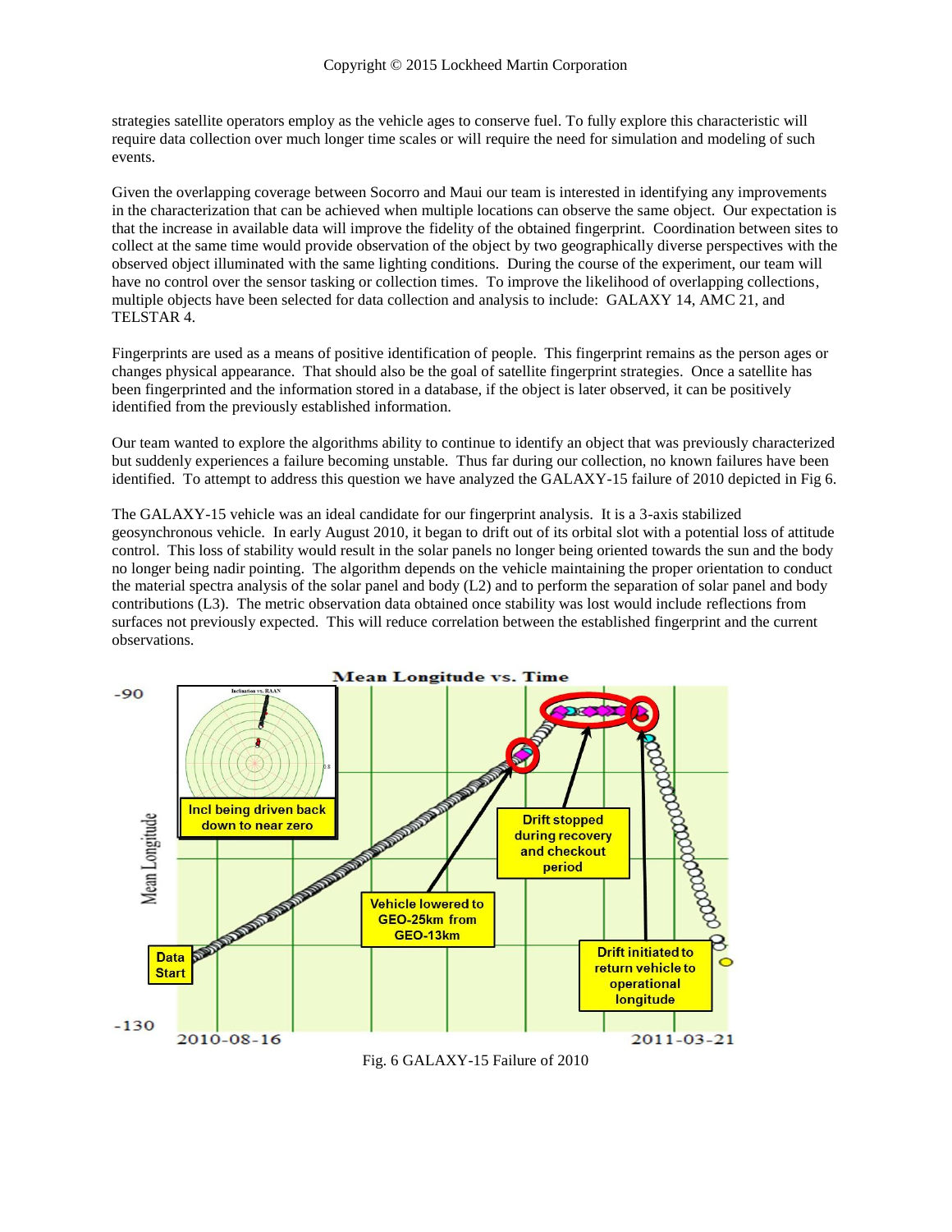strategies satellite operators employ as the vehicle ages to conserve fuel. To fully explore this characteristic will require data collection over much longer time scales or will require the need for simulation and modeling of such events.

Given the overlapping coverage between Socorro and Maui our team is interested in identifying any improvements in the characterization that can be achieved when multiple locations can observe the same object. Our expectation is that the increase in available data will improve the fidelity of the obtained fingerprint. Coordination between sites to collect at the same time would provide observation of the object by two geographically diverse perspectives with the observed object illuminated with the same lighting conditions. During the course of the experiment, our team will have no control over the sensor tasking or collection times. To improve the likelihood of overlapping collections, multiple objects have been selected for data collection and analysis to include: GALAXY 14, AMC 21, and TELSTAR 4.

Fingerprints are used as a means of positive identification of people. This fingerprint remains as the person ages or changes physical appearance. That should also be the goal of satellite fingerprint strategies. Once a satellite has been fingerprinted and the information stored in a database, if the object is later observed, it can be positively identified from the previously established information.

Our team wanted to explore the algorithms ability to continue to identify an object that was previously characterized but suddenly experiences a failure becoming unstable. Thus far during our collection, no known failures have been identified. To attempt to address this question we have analyzed the GALAXY-15 failure of 2010 depicted in Fig 6.

The GALAXY-15 vehicle was an ideal candidate for our fingerprint analysis. It is a 3-axis stabilized geosynchronous vehicle. In early August 2010, it began to drift out of its orbital slot with a potential loss of attitude control. This loss of stability would result in the solar panels no longer being oriented towards the sun and the body no longer being nadir pointing. The algorithm depends on the vehicle maintaining the proper orientation to conduct the material spectra analysis of the solar panel and body (L2) and to perform the separation of solar panel and body contributions (L3). The metric observation data obtained once stability was lost would include reflections from surfaces not previously expected. This will reduce correlation between the established fingerprint and the current observations.

Fig. 6 GALAXY-15 Failure of 2010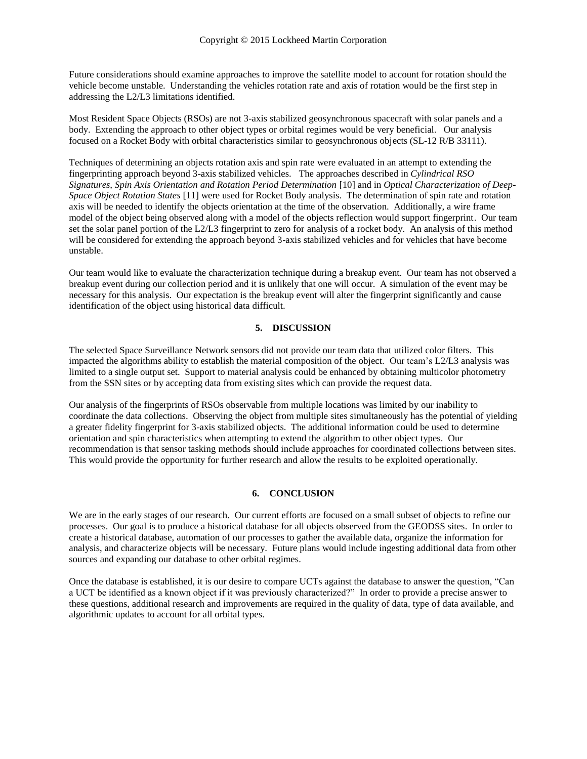Future considerations should examine approaches to improve the satellite model to account for rotation should the vehicle become unstable. Understanding the vehicles rotation rate and axis of rotation would be the first step in addressing the L2/L3 limitations identified.

Most Resident Space Objects (RSOs) are not 3-axis stabilized geosynchronous spacecraft with solar panels and a body. Extending the approach to other object types or orbital regimes would be very beneficial. Our analysis focused on a Rocket Body with orbital characteristics similar to geosynchronous objects (SL-12 R/B 33111).

Techniques of determining an objects rotation axis and spin rate were evaluated in an attempt to extending the fingerprinting approach beyond 3-axis stabilized vehicles. The approaches described in *Cylindrical RSO Signatures, Spin Axis Orientation and Rotation Period Determination* [10] and in *Optical Characterization of Deep-Space Object Rotation States* [11] were used for Rocket Body analysis. The determination of spin rate and rotation axis will be needed to identify the objects orientation at the time of the observation. Additionally, a wire frame model of the object being observed along with a model of the objects reflection would support fingerprint. Our team set the solar panel portion of the L2/L3 fingerprint to zero for analysis of a rocket body. An analysis of this method will be considered for extending the approach beyond 3-axis stabilized vehicles and for vehicles that have become unstable.

Our team would like to evaluate the characterization technique during a breakup event. Our team has not observed a breakup event during our collection period and it is unlikely that one will occur. A simulation of the event may be necessary for this analysis. Our expectation is the breakup event will alter the fingerprint significantly and cause identification of the object using historical data difficult.

## 5. DISCUSSION

The selected Space Surveillance Network sensors did not provide our team data that utilized color filters. This impacted the algorithms ability to establish the material composition of the object. Our team's L2/L3 analysis was limited to a single output set. Support to material analysis could be enhanced by obtaining multicolor photometry from the SSN sites or by accepting data from existing sites which can provide the request data.

Our analysis of the fingerprints of RSOs observable from multiple locations was limited by our inability to coordinate the data collections. Observing the object from multiple sites simultaneously has the potential of yielding a greater fidelity fingerprint for 3-axis stabilized objects. The additional information could be used to determine orientation and spin characteristics when attempting to extend the algorithm to other object types. Our recommendation is that sensor tasking methods should include approaches for coordinated collections between sites. This would provide the opportunity for further research and allow the results to be exploited operationally.

## 6. CONCLUSION

We are in the early stages of our research. Our current efforts are focused on a small subset of objects to refine our processes. Our goal is to produce a historical database for all objects observed from the GEODSS sites. In order to create a historical database, automation of our processes to gather the available data, organize the information for analysis, and characterize objects will be necessary. Future plans would include ingesting additional data from other sources and expanding our database to other orbital regimes.

Once the database is established, it is our desire to compare UCTs against the database to answer the question, "Can a UCT be identified as a known object if it was previously characterized?" In order to provide a precise answer to these questions, additional research and improvements are required in the quality of data, type of data available, and algorithmic updates to account for all orbital types.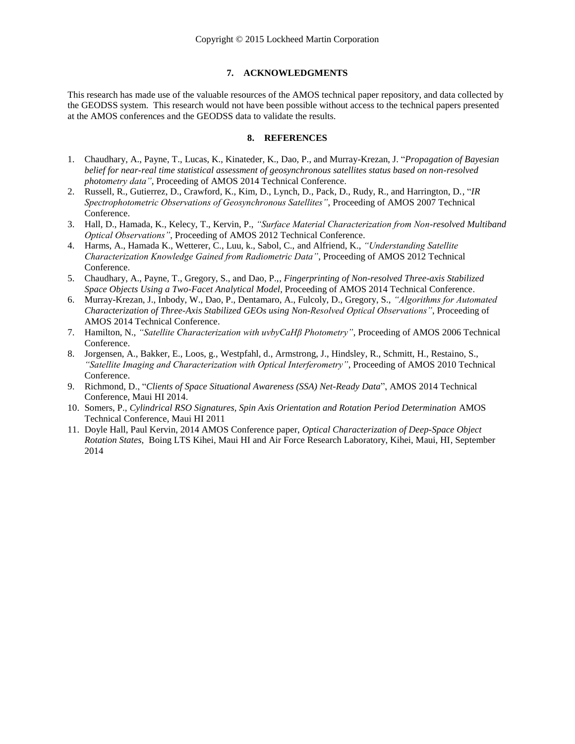## 7. ACKNOWLEDGMENTS

This research has made use of the valuable resources of the AMOS technical paper repository, and data collected by the GEODSS system. This research would not have been possible without access to the technical papers presented at the AMOS conferences and the GEODSS data to validate the results.

## 8. REFERENCES

1. Chaudhary, A., Payne, T., Lucas, K., Kinateder, K., Dao, P., and Murray-Krezan, J. "*Propagation of Bayesian belief for near-real time statistical assessment of geosynchronous satellites status based on non-resolved photometry data"*, Proceeding of AMOS 2014 Technical Conference.
2. Russell, R., Gutierrez, D., Crawford, K., Kim, D., Lynch, D., Pack, D., Rudy, R., and Harrington, D., "*IR Spectrophotometric Observations of Geosynchronous Satellites"*, Proceeding of AMOS 2007 Technical Conference.
3. Hall, D., Hamada, K., Kelecy, T., Kervin, P., *"Surface Material Characterization from Non-resolved Multiband Optical Observations"*, Proceeding of AMOS 2012 Technical Conference.
4. Harms, A., Hamada K., Wetterer, C., Luu, k., Sabol, C., and Alfriend, K., *"Understanding Satellite Characterization Knowledge Gained from Radiometric Data"*, Proceeding of AMOS 2012 Technical Conference.
5. Chaudhary, A., Payne, T., Gregory, S., and Dao, P.,, *Fingerprinting of Non-resolved Three-axis Stabilized Space Objects Using a Two-Facet Analytical Model*, Proceeding of AMOS 2014 Technical Conference.
6. Murray-Krezan, J., Inbody, W., Dao, P., Dentamaro, A., Fulcoly, D., Gregory, S., *"Algorithms for Automated Characterization of Three-Axis Stabilized GEOs using Non-Resolved Optical Observations"*, Proceeding of AMOS 2014 Technical Conference.
7. Hamilton, N., *"Satellite Characterization with uvbyCaHβ Photometry"*, Proceeding of AMOS 2006 Technical Conference.
8. Jorgensen, A., Bakker, E., Loos, g., Westpfahl, d., Armstrong, J., Hindsley, R., Schmitt, H., Restaino, S., *"Satellite Imaging and Characterization with Optical Interferometry"*, Proceeding of AMOS 2010 Technical Conference.
9. Richmond, D., "*Clients of Space Situational Awareness (SSA) Net-Ready Data*", AMOS 2014 Technical Conference, Maui HI 2014.
10. Somers, P., *Cylindrical RSO Signatures, Spin Axis Orientation and Rotation Period Determination* AMOS Technical Conference, Maui HI 2011
11. Doyle Hall, Paul Kervin, 2014 AMOS Conference paper, *Optical Characterization of Deep-Space Object Rotation States*, Boing LTS Kihei, Maui HI and Air Force Research Laboratory, Kihei, Maui, HI, September 2014